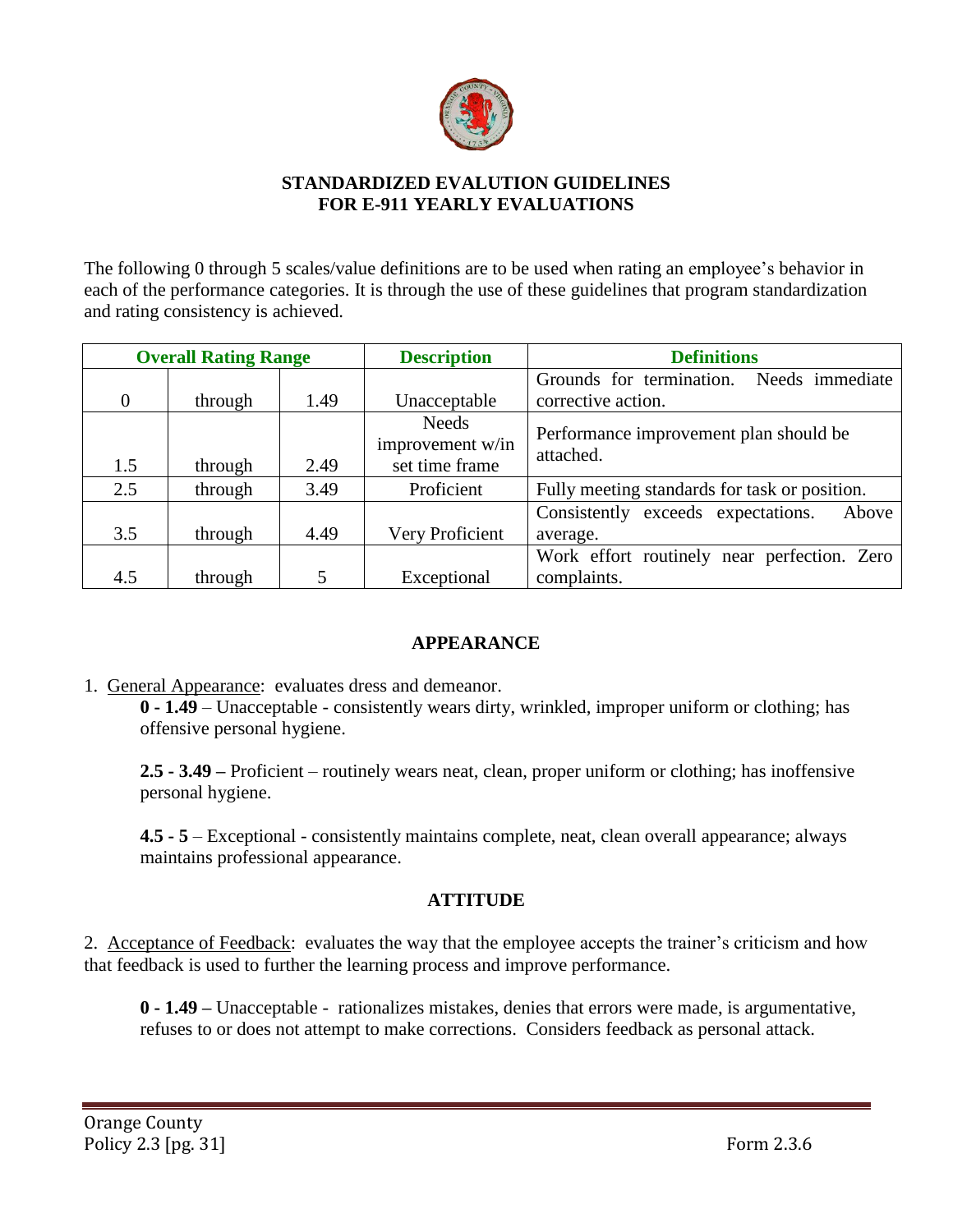## STANDARDIZED EVALUTION GUIDELINES FOR E-911 YEARLY EVALUATIONS

The following 0 through 5 scales/value definitions are to be used when rating an employee's behavior in each of the performance categories. It is through the use of these guidelines that program standardization and rating consistency is achieved.

| Overall Rating Range | | | Description | Definitions |
|---|---|---|---|---|
| 0 | through | 1.49 | Unacceptable | Grounds for termination. Needs immediate corrective action. |
| 1.5 | through | 2.49 | Needs improvement w/in set time frame | Performance improvement plan should be attached. |
| 2.5 | through | 3.49 | Proficient | Fully meeting standards for task or position. |
| 3.5 | through | 4.49 | Very Proficient | Consistently exceeds expectations. Above average. |
| 4.5 | through | 5 | Exceptional | Work effort routinely near perfection. Zero complaints. |

### APPEARANCE

1. General Appearance: evaluates dress and demeanor.

   **0 - 1.49** – Unacceptable - consistently wears dirty, wrinkled, improper uniform or clothing; has offensive personal hygiene.

   **2.5 - 3.49 –** Proficient – routinely wears neat, clean, proper uniform or clothing; has inoffensive personal hygiene.

   **4.5 - 5** – Exceptional - consistently maintains complete, neat, clean overall appearance; always maintains professional appearance.

### ATTITUDE

2. Acceptance of Feedback: evaluates the way that the employee accepts the trainer's criticism and how that feedback is used to further the learning process and improve performance.

   **0 - 1.49 –** Unacceptable - rationalizes mistakes, denies that errors were made, is argumentative, refuses to or does not attempt to make corrections. Considers feedback as personal attack.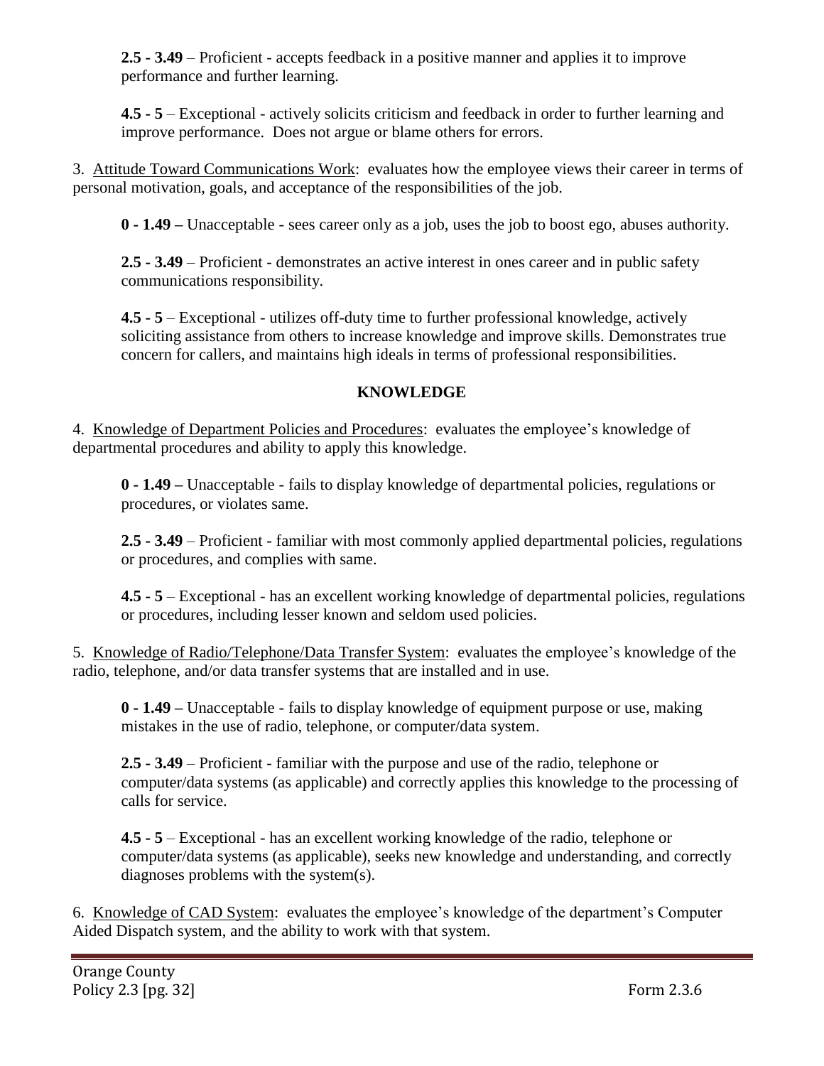**2.5 - 3.49** – Proficient - accepts feedback in a positive manner and applies it to improve performance and further learning.

**4.5 - 5** – Exceptional - actively solicits criticism and feedback in order to further learning and improve performance. Does not argue or blame others for errors.

3. Attitude Toward Communications Work: evaluates how the employee views their career in terms of personal motivation, goals, and acceptance of the responsibilities of the job.

**0 - 1.49 –** Unacceptable - sees career only as a job, uses the job to boost ego, abuses authority.

**2.5 - 3.49** – Proficient - demonstrates an active interest in ones career and in public safety communications responsibility.

**4.5 - 5** – Exceptional - utilizes off-duty time to further professional knowledge, actively soliciting assistance from others to increase knowledge and improve skills. Demonstrates true concern for callers, and maintains high ideals in terms of professional responsibilities.

## KNOWLEDGE

4. Knowledge of Department Policies and Procedures: evaluates the employee's knowledge of departmental procedures and ability to apply this knowledge.

**0 - 1.49 –** Unacceptable - fails to display knowledge of departmental policies, regulations or procedures, or violates same.

**2.5 - 3.49** – Proficient - familiar with most commonly applied departmental policies, regulations or procedures, and complies with same.

**4.5 - 5** – Exceptional - has an excellent working knowledge of departmental policies, regulations or procedures, including lesser known and seldom used policies.

5. Knowledge of Radio/Telephone/Data Transfer System: evaluates the employee's knowledge of the radio, telephone, and/or data transfer systems that are installed and in use.

**0 - 1.49 –** Unacceptable - fails to display knowledge of equipment purpose or use, making mistakes in the use of radio, telephone, or computer/data system.

**2.5 - 3.49** – Proficient - familiar with the purpose and use of the radio, telephone or computer/data systems (as applicable) and correctly applies this knowledge to the processing of calls for service.

**4.5 - 5** – Exceptional - has an excellent working knowledge of the radio, telephone or computer/data systems (as applicable), seeks new knowledge and understanding, and correctly diagnoses problems with the system(s).

6. Knowledge of CAD System: evaluates the employee's knowledge of the department's Computer Aided Dispatch system, and the ability to work with that system.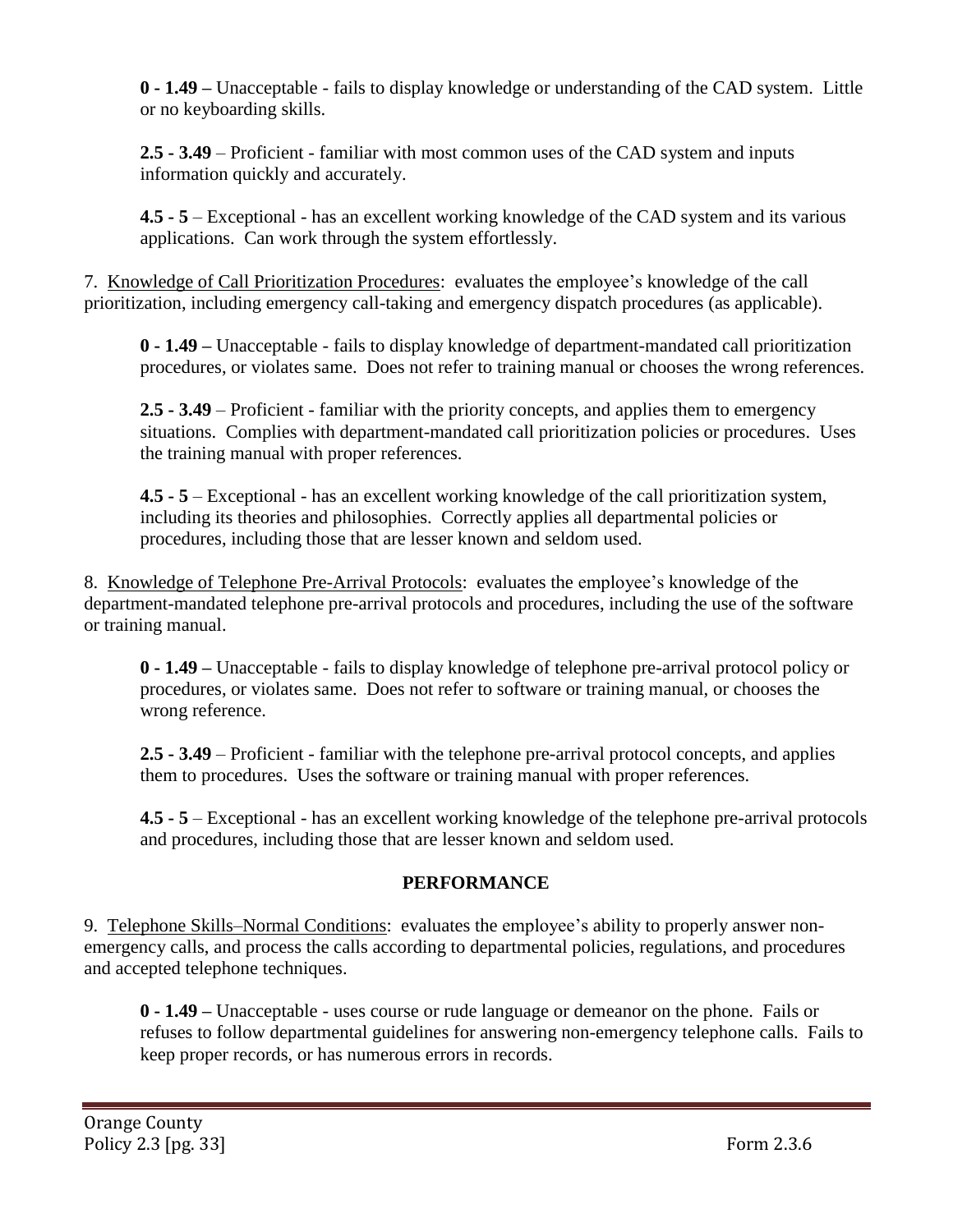**0 - 1.49 –** Unacceptable - fails to display knowledge or understanding of the CAD system. Little or no keyboarding skills.

**2.5 - 3.49** – Proficient - familiar with most common uses of the CAD system and inputs information quickly and accurately.

**4.5 - 5** – Exceptional - has an excellent working knowledge of the CAD system and its various applications. Can work through the system effortlessly.

7. Knowledge of Call Prioritization Procedures: evaluates the employee's knowledge of the call prioritization, including emergency call-taking and emergency dispatch procedures (as applicable).

**0 - 1.49 –** Unacceptable - fails to display knowledge of department-mandated call prioritization procedures, or violates same. Does not refer to training manual or chooses the wrong references.

**2.5 - 3.49** – Proficient - familiar with the priority concepts, and applies them to emergency situations. Complies with department-mandated call prioritization policies or procedures. Uses the training manual with proper references.

**4.5 - 5** – Exceptional - has an excellent working knowledge of the call prioritization system, including its theories and philosophies. Correctly applies all departmental policies or procedures, including those that are lesser known and seldom used.

8. Knowledge of Telephone Pre-Arrival Protocols: evaluates the employee's knowledge of the department-mandated telephone pre-arrival protocols and procedures, including the use of the software or training manual.

**0 - 1.49 –** Unacceptable - fails to display knowledge of telephone pre-arrival protocol policy or procedures, or violates same. Does not refer to software or training manual, or chooses the wrong reference.

**2.5 - 3.49** – Proficient - familiar with the telephone pre-arrival protocol concepts, and applies them to procedures. Uses the software or training manual with proper references.

**4.5 - 5** – Exceptional - has an excellent working knowledge of the telephone pre-arrival protocols and procedures, including those that are lesser known and seldom used.

## PERFORMANCE

9. Telephone Skills–Normal Conditions: evaluates the employee's ability to properly answer non-emergency calls, and process the calls according to departmental policies, regulations, and procedures and accepted telephone techniques.

**0 - 1.49 –** Unacceptable - uses course or rude language or demeanor on the phone. Fails or refuses to follow departmental guidelines for answering non-emergency telephone calls. Fails to keep proper records, or has numerous errors in records.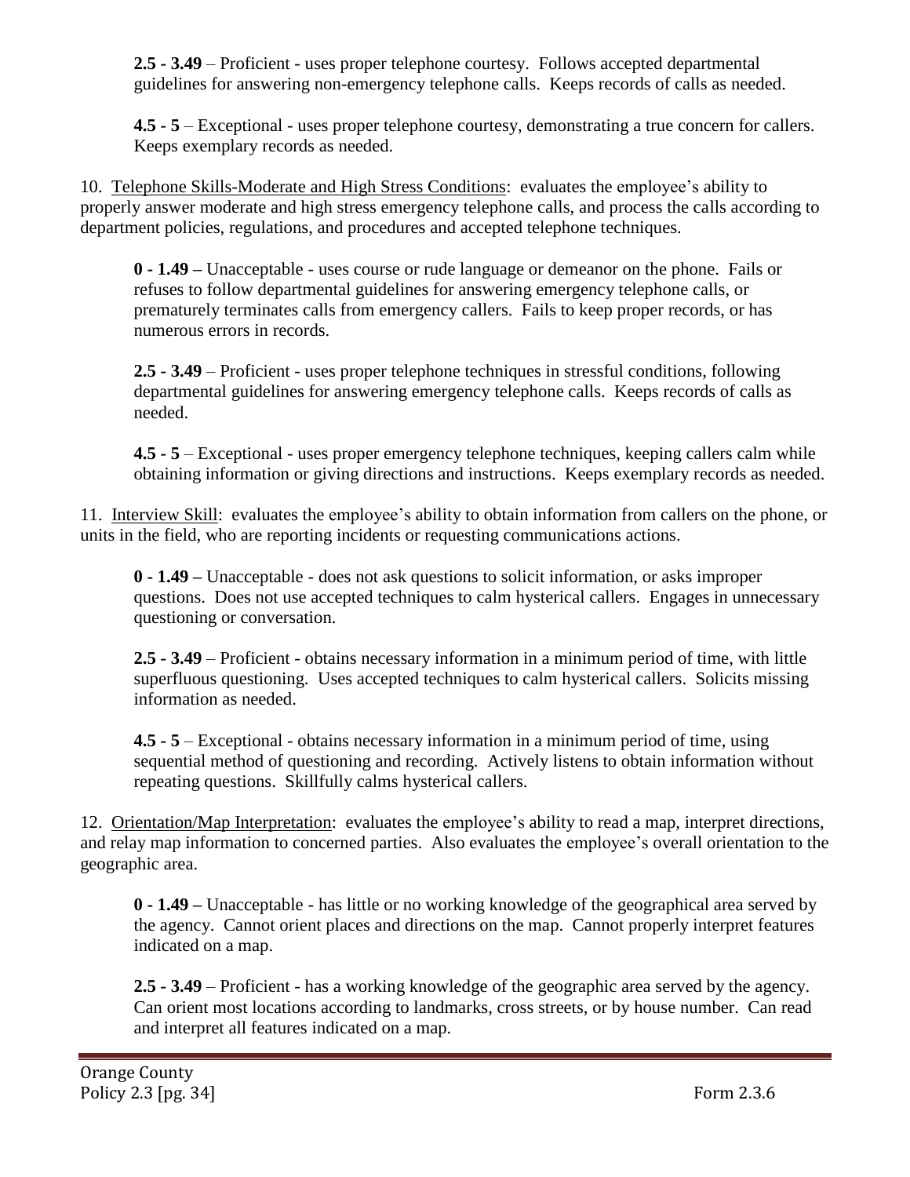**2.5 - 3.49** – Proficient - uses proper telephone courtesy. Follows accepted departmental guidelines for answering non-emergency telephone calls. Keeps records of calls as needed.

**4.5 - 5** – Exceptional - uses proper telephone courtesy, demonstrating a true concern for callers. Keeps exemplary records as needed.

10. Telephone Skills-Moderate and High Stress Conditions: evaluates the employee's ability to properly answer moderate and high stress emergency telephone calls, and process the calls according to department policies, regulations, and procedures and accepted telephone techniques.

**0 - 1.49 –** Unacceptable - uses course or rude language or demeanor on the phone. Fails or refuses to follow departmental guidelines for answering emergency telephone calls, or prematurely terminates calls from emergency callers. Fails to keep proper records, or has numerous errors in records.

**2.5 - 3.49** – Proficient - uses proper telephone techniques in stressful conditions, following departmental guidelines for answering emergency telephone calls. Keeps records of calls as needed.

**4.5 - 5** – Exceptional - uses proper emergency telephone techniques, keeping callers calm while obtaining information or giving directions and instructions. Keeps exemplary records as needed.

11. Interview Skill: evaluates the employee's ability to obtain information from callers on the phone, or units in the field, who are reporting incidents or requesting communications actions.

**0 - 1.49 –** Unacceptable - does not ask questions to solicit information, or asks improper questions. Does not use accepted techniques to calm hysterical callers. Engages in unnecessary questioning or conversation.

**2.5 - 3.49** – Proficient - obtains necessary information in a minimum period of time, with little superfluous questioning. Uses accepted techniques to calm hysterical callers. Solicits missing information as needed.

**4.5 - 5** – Exceptional - obtains necessary information in a minimum period of time, using sequential method of questioning and recording. Actively listens to obtain information without repeating questions. Skillfully calms hysterical callers.

12. Orientation/Map Interpretation: evaluates the employee's ability to read a map, interpret directions, and relay map information to concerned parties. Also evaluates the employee's overall orientation to the geographic area.

**0 - 1.49 –** Unacceptable - has little or no working knowledge of the geographical area served by the agency. Cannot orient places and directions on the map. Cannot properly interpret features indicated on a map.

**2.5 - 3.49** – Proficient - has a working knowledge of the geographic area served by the agency. Can orient most locations according to landmarks, cross streets, or by house number. Can read and interpret all features indicated on a map.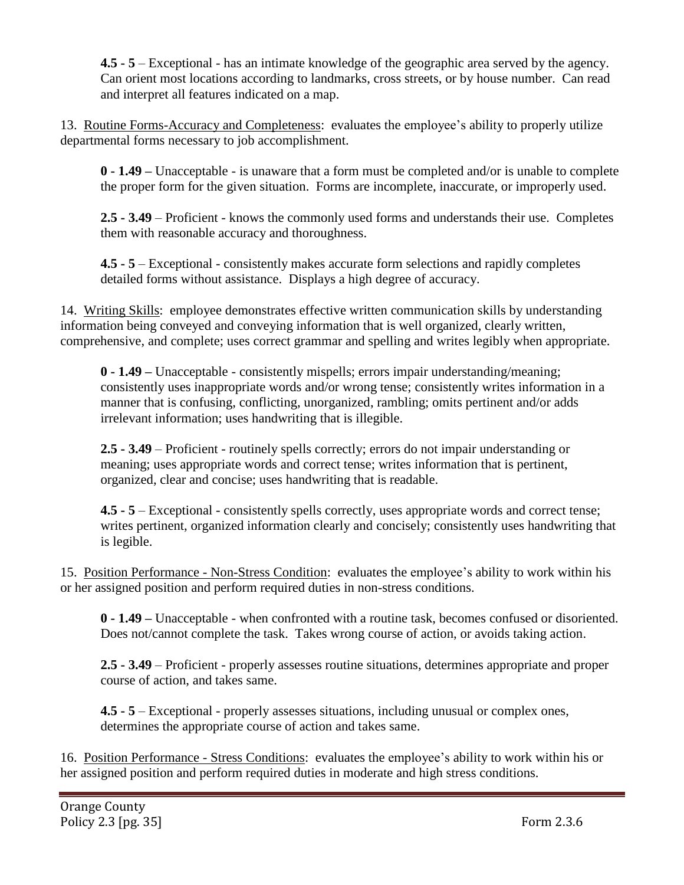**4.5 - 5** – Exceptional - has an intimate knowledge of the geographic area served by the agency. Can orient most locations according to landmarks, cross streets, or by house number. Can read and interpret all features indicated on a map.

13. Routine Forms-Accuracy and Completeness: evaluates the employee's ability to properly utilize departmental forms necessary to job accomplishment.

**0 - 1.49 –** Unacceptable - is unaware that a form must be completed and/or is unable to complete the proper form for the given situation. Forms are incomplete, inaccurate, or improperly used.

**2.5 - 3.49** – Proficient - knows the commonly used forms and understands their use. Completes them with reasonable accuracy and thoroughness.

**4.5 - 5** – Exceptional - consistently makes accurate form selections and rapidly completes detailed forms without assistance. Displays a high degree of accuracy.

14. Writing Skills: employee demonstrates effective written communication skills by understanding information being conveyed and conveying information that is well organized, clearly written, comprehensive, and complete; uses correct grammar and spelling and writes legibly when appropriate.

**0 - 1.49 –** Unacceptable - consistently mispells; errors impair understanding/meaning; consistently uses inappropriate words and/or wrong tense; consistently writes information in a manner that is confusing, conflicting, unorganized, rambling; omits pertinent and/or adds irrelevant information; uses handwriting that is illegible.

**2.5 - 3.49** – Proficient - routinely spells correctly; errors do not impair understanding or meaning; uses appropriate words and correct tense; writes information that is pertinent, organized, clear and concise; uses handwriting that is readable.

**4.5 - 5** – Exceptional - consistently spells correctly, uses appropriate words and correct tense; writes pertinent, organized information clearly and concisely; consistently uses handwriting that is legible.

15. Position Performance - Non-Stress Condition: evaluates the employee's ability to work within his or her assigned position and perform required duties in non-stress conditions.

**0 - 1.49 –** Unacceptable - when confronted with a routine task, becomes confused or disoriented. Does not/cannot complete the task. Takes wrong course of action, or avoids taking action.

**2.5 - 3.49** – Proficient - properly assesses routine situations, determines appropriate and proper course of action, and takes same.

**4.5 - 5** – Exceptional - properly assesses situations, including unusual or complex ones, determines the appropriate course of action and takes same.

16. Position Performance - Stress Conditions: evaluates the employee's ability to work within his or her assigned position and perform required duties in moderate and high stress conditions.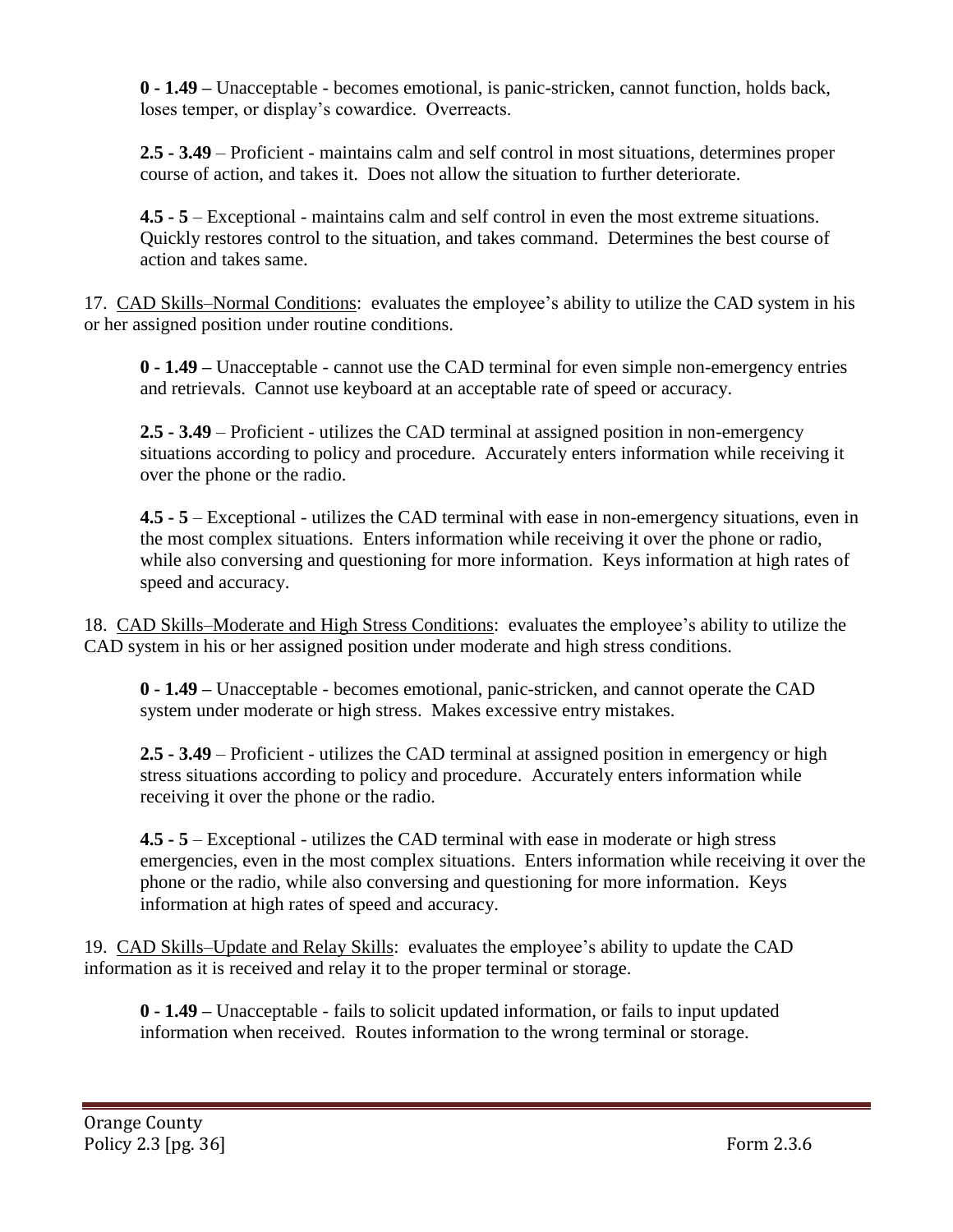**0 - 1.49 –** Unacceptable - becomes emotional, is panic-stricken, cannot function, holds back, loses temper, or display's cowardice. Overreacts.

**2.5 - 3.49** – Proficient - maintains calm and self control in most situations, determines proper course of action, and takes it. Does not allow the situation to further deteriorate.

**4.5 - 5** – Exceptional - maintains calm and self control in even the most extreme situations. Quickly restores control to the situation, and takes command. Determines the best course of action and takes same.

17. <u>CAD Skills–Normal Conditions</u>: evaluates the employee's ability to utilize the CAD system in his or her assigned position under routine conditions.

**0 - 1.49 –** Unacceptable - cannot use the CAD terminal for even simple non-emergency entries and retrievals. Cannot use keyboard at an acceptable rate of speed or accuracy.

**2.5 - 3.49** – Proficient - utilizes the CAD terminal at assigned position in non-emergency situations according to policy and procedure. Accurately enters information while receiving it over the phone or the radio.

**4.5 - 5** – Exceptional - utilizes the CAD terminal with ease in non-emergency situations, even in the most complex situations. Enters information while receiving it over the phone or radio, while also conversing and questioning for more information. Keys information at high rates of speed and accuracy.

18. <u>CAD Skills–Moderate and High Stress Conditions</u>: evaluates the employee's ability to utilize the CAD system in his or her assigned position under moderate and high stress conditions.

**0 - 1.49 –** Unacceptable - becomes emotional, panic-stricken, and cannot operate the CAD system under moderate or high stress. Makes excessive entry mistakes.

**2.5 - 3.49** – Proficient - utilizes the CAD terminal at assigned position in emergency or high stress situations according to policy and procedure. Accurately enters information while receiving it over the phone or the radio.

**4.5 - 5** – Exceptional - utilizes the CAD terminal with ease in moderate or high stress emergencies, even in the most complex situations. Enters information while receiving it over the phone or the radio, while also conversing and questioning for more information. Keys information at high rates of speed and accuracy.

19. <u>CAD Skills–Update and Relay Skills</u>: evaluates the employee's ability to update the CAD information as it is received and relay it to the proper terminal or storage.

**0 - 1.49 –** Unacceptable - fails to solicit updated information, or fails to input updated information when received. Routes information to the wrong terminal or storage.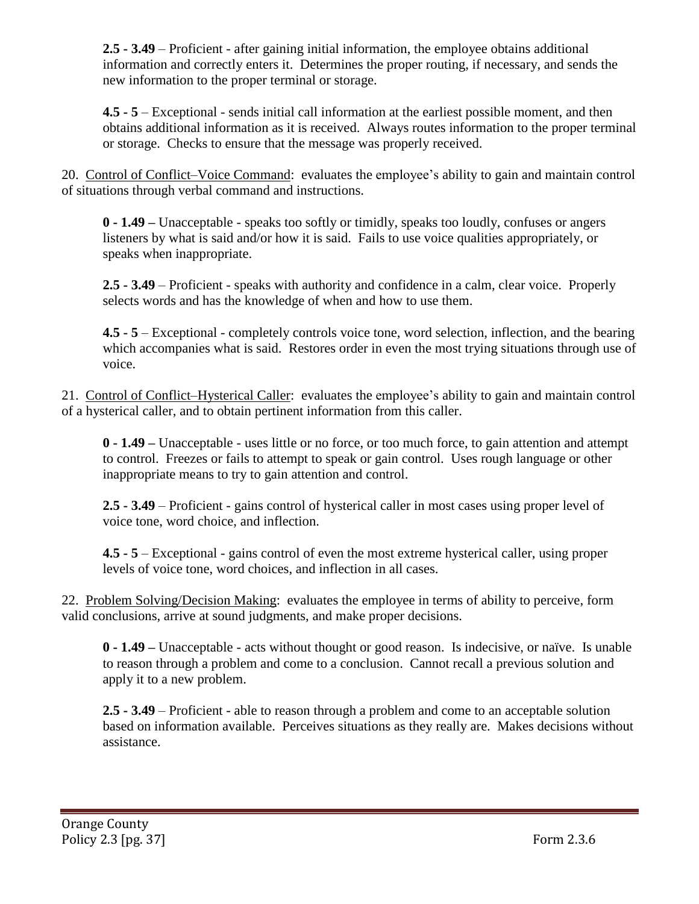**2.5 - 3.49** – Proficient - after gaining initial information, the employee obtains additional information and correctly enters it. Determines the proper routing, if necessary, and sends the new information to the proper terminal or storage.

**4.5 - 5** – Exceptional - sends initial call information at the earliest possible moment, and then obtains additional information as it is received. Always routes information to the proper terminal or storage. Checks to ensure that the message was properly received.

20. <u>Control of Conflict–Voice Command</u>: evaluates the employee's ability to gain and maintain control of situations through verbal command and instructions.

**0 - 1.49 –** Unacceptable - speaks too softly or timidly, speaks too loudly, confuses or angers listeners by what is said and/or how it is said. Fails to use voice qualities appropriately, or speaks when inappropriate.

**2.5 - 3.49** – Proficient - speaks with authority and confidence in a calm, clear voice. Properly selects words and has the knowledge of when and how to use them.

**4.5 - 5** – Exceptional - completely controls voice tone, word selection, inflection, and the bearing which accompanies what is said. Restores order in even the most trying situations through use of voice.

21. <u>Control of Conflict–Hysterical Caller</u>: evaluates the employee's ability to gain and maintain control of a hysterical caller, and to obtain pertinent information from this caller.

**0 - 1.49 –** Unacceptable - uses little or no force, or too much force, to gain attention and attempt to control. Freezes or fails to attempt to speak or gain control. Uses rough language or other inappropriate means to try to gain attention and control.

**2.5 - 3.49** – Proficient - gains control of hysterical caller in most cases using proper level of voice tone, word choice, and inflection.

**4.5 - 5** – Exceptional - gains control of even the most extreme hysterical caller, using proper levels of voice tone, word choices, and inflection in all cases.

22. <u>Problem Solving/Decision Making</u>: evaluates the employee in terms of ability to perceive, form valid conclusions, arrive at sound judgments, and make proper decisions.

**0 - 1.49 –** Unacceptable - acts without thought or good reason. Is indecisive, or naïve. Is unable to reason through a problem and come to a conclusion. Cannot recall a previous solution and apply it to a new problem.

**2.5 - 3.49** – Proficient - able to reason through a problem and come to an acceptable solution based on information available. Perceives situations as they really are. Makes decisions without assistance.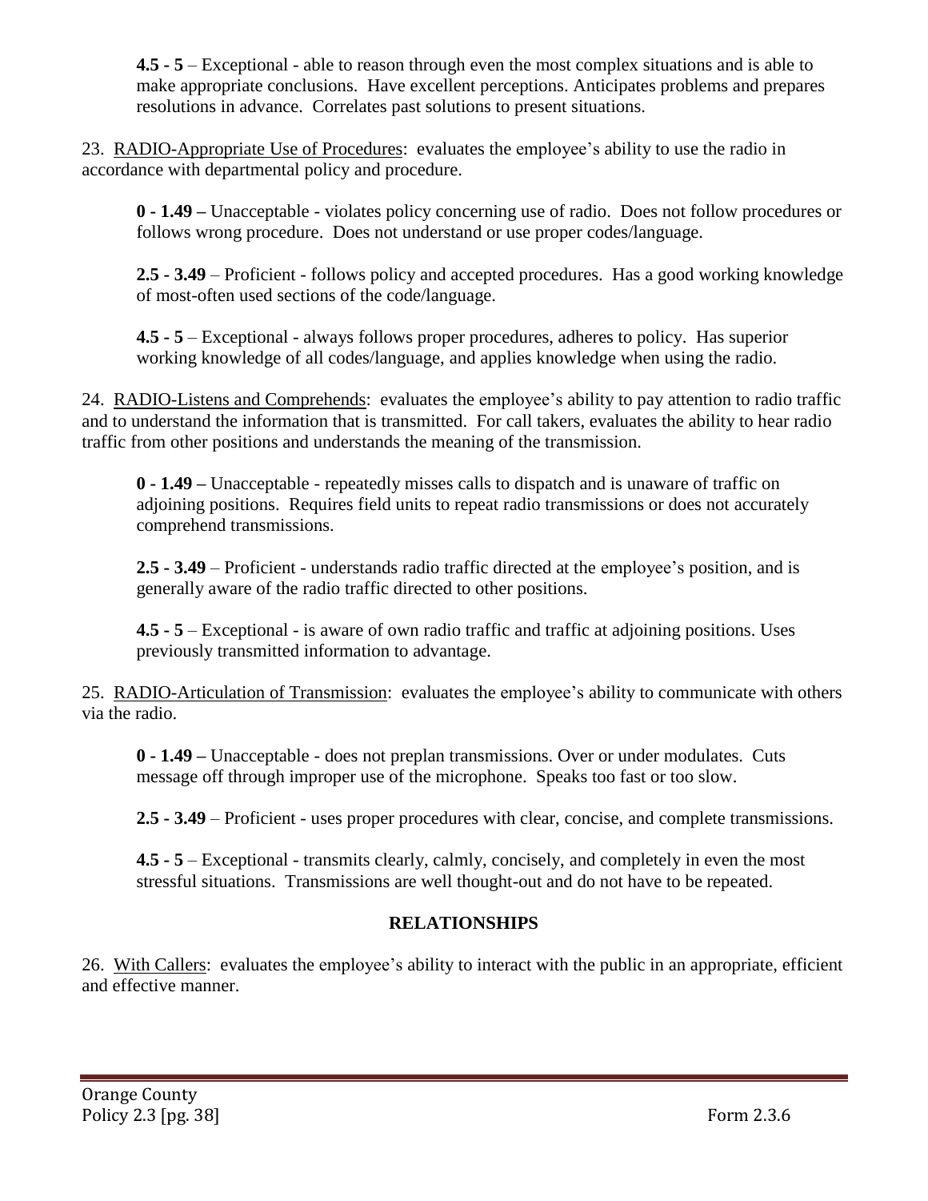**4.5 - 5** – Exceptional - able to reason through even the most complex situations and is able to make appropriate conclusions. Have excellent perceptions. Anticipates problems and prepares resolutions in advance. Correlates past solutions to present situations.

23. RADIO-Appropriate Use of Procedures: evaluates the employee's ability to use the radio in accordance with departmental policy and procedure.

    **0 - 1.49 –** Unacceptable - violates policy concerning use of radio. Does not follow procedures or follows wrong procedure. Does not understand or use proper codes/language.

    **2.5 - 3.49** – Proficient - follows policy and accepted procedures. Has a good working knowledge of most-often used sections of the code/language.

    **4.5 - 5** – Exceptional - always follows proper procedures, adheres to policy. Has superior working knowledge of all codes/language, and applies knowledge when using the radio.

24. RADIO-Listens and Comprehends: evaluates the employee's ability to pay attention to radio traffic and to understand the information that is transmitted. For call takers, evaluates the ability to hear radio traffic from other positions and understands the meaning of the transmission.

    **0 - 1.49 –** Unacceptable - repeatedly misses calls to dispatch and is unaware of traffic on adjoining positions. Requires field units to repeat radio transmissions or does not accurately comprehend transmissions.

    **2.5 - 3.49** – Proficient - understands radio traffic directed at the employee's position, and is generally aware of the radio traffic directed to other positions.

    **4.5 - 5** – Exceptional - is aware of own radio traffic and traffic at adjoining positions. Uses previously transmitted information to advantage.

25. RADIO-Articulation of Transmission: evaluates the employee's ability to communicate with others via the radio.

    **0 - 1.49 –** Unacceptable - does not preplan transmissions. Over or under modulates. Cuts message off through improper use of the microphone. Speaks too fast or too slow.

    **2.5 - 3.49** – Proficient - uses proper procedures with clear, concise, and complete transmissions.

    **4.5 - 5** – Exceptional - transmits clearly, calmly, concisely, and completely in even the most stressful situations. Transmissions are well thought-out and do not have to be repeated.

## RELATIONSHIPS

26. With Callers: evaluates the employee's ability to interact with the public in an appropriate, efficient and effective manner.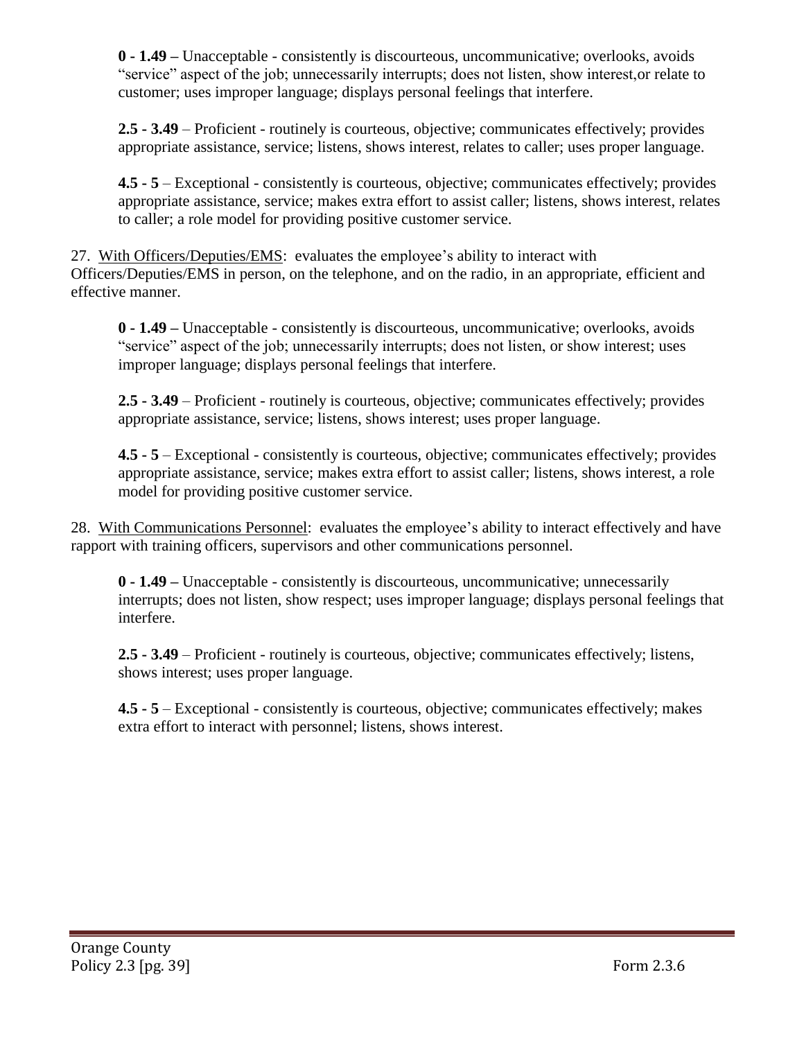**0 - 1.49 –** Unacceptable - consistently is discourteous, uncommunicative; overlooks, avoids "service" aspect of the job; unnecessarily interrupts; does not listen, show interest,or relate to customer; uses improper language; displays personal feelings that interfere.

**2.5 - 3.49** – Proficient - routinely is courteous, objective; communicates effectively; provides appropriate assistance, service; listens, shows interest, relates to caller; uses proper language.

**4.5 - 5** – Exceptional - consistently is courteous, objective; communicates effectively; provides appropriate assistance, service; makes extra effort to assist caller; listens, shows interest, relates to caller; a role model for providing positive customer service.

27. With Officers/Deputies/EMS: evaluates the employee's ability to interact with Officers/Deputies/EMS in person, on the telephone, and on the radio, in an appropriate, efficient and effective manner.

**0 - 1.49 –** Unacceptable - consistently is discourteous, uncommunicative; overlooks, avoids "service" aspect of the job; unnecessarily interrupts; does not listen, or show interest; uses improper language; displays personal feelings that interfere.

**2.5 - 3.49** – Proficient - routinely is courteous, objective; communicates effectively; provides appropriate assistance, service; listens, shows interest; uses proper language.

**4.5 - 5** – Exceptional - consistently is courteous, objective; communicates effectively; provides appropriate assistance, service; makes extra effort to assist caller; listens, shows interest, a role model for providing positive customer service.

28. With Communications Personnel: evaluates the employee's ability to interact effectively and have rapport with training officers, supervisors and other communications personnel.

**0 - 1.49 –** Unacceptable - consistently is discourteous, uncommunicative; unnecessarily interrupts; does not listen, show respect; uses improper language; displays personal feelings that interfere.

**2.5 - 3.49** – Proficient - routinely is courteous, objective; communicates effectively; listens, shows interest; uses proper language.

**4.5 - 5** – Exceptional - consistently is courteous, objective; communicates effectively; makes extra effort to interact with personnel; listens, shows interest.